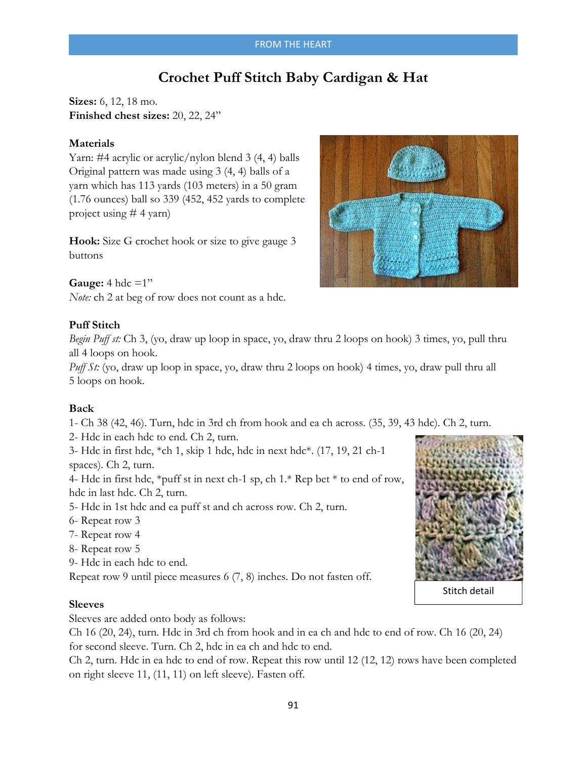# Crochet Puff Stitch Baby Cardigan & Hat

**Sizes:** 6, 12, 18 mo.
**Finished chest sizes:** 20, 22, 24"

**Materials**
Yarn: #4 acrylic or acrylic/nylon blend 3 (4, 4) balls
Original pattern was using 3 (4, 4) balls of a yarn which has 113 yards (103 meters) in a 50 gram (1.76 ounces) ball so 339 (452, 452 yards to complete project using # 4 yarn)

**Hook:** Size G crochet hook or size to give gauge 3 buttons

**Gauge:** 4 hdc =1"
*Note:* ch 2 at beg of row does not count as a hdc.

**Puff Stitch**
*Begin Puff st:* Ch 3, (yo, draw up loop in space, yo, draw thru 2 loops on hook) 3 times, yo, pull thru all 4 loops on hook.
*Puff St:* (yo, draw up loop in space, yo, draw thru 2 loops on hook) 4 times, yo, draw pull thru all 5 loops on hook.

**Back**
1- Ch 38 (42, 46). Turn, hdc in 3rd ch from hook and ea ch across. (35, 39, 43 hdc). Ch 2, turn.
2- Hdc in each hdc to end. Ch 2, turn.
3- Hdc in first hdc, *ch 1, skip 1 hdc, hdc in next hdc*. (17, 19, 21 ch-1 spaces). Ch 2, turn.
4- Hdc in first hdc, *puff st in next ch-1 sp, ch 1.* Rep bet * to end of row, hdc in last hdc. Ch 2, turn.
5- Hdc in 1st hdc and ea puff st and ch across row. Ch 2, turn.
6- Repeat row 3
7- Repeat row 4
8- Repeat row 5
9- Hdc in each hdc to end.
Repeat row 9 until piece measures 6 (7, 8) inches. Do not fasten off.

Stitch detail

**Sleeves**
Sleeves are added onto body as follows:
Ch 16 (20, 24), turn. Hdc in 3rd ch from hook and in ea ch and hdc to end of row. Ch 16 (20, 24) for second sleeve. Turn. Ch 2, hdc in ea ch and hdc to end.
Ch 2, turn. Hdc in ea hdc to end of row. Repeat this row until 12 (12, 12) rows have been completed on right sleeve 11, (11, 11) on left sleeve). Fasten off.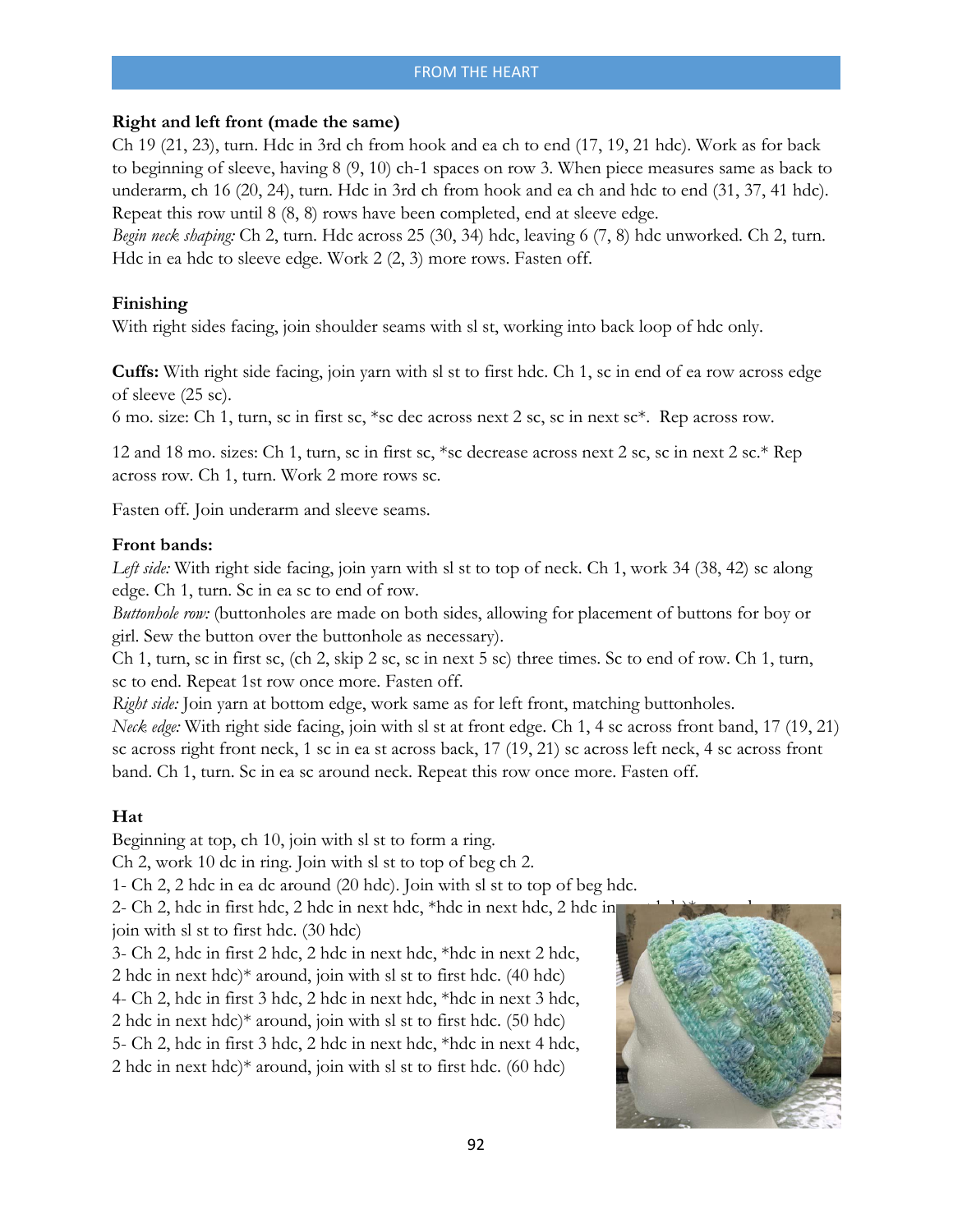### Right and left front (made the same)

Ch 19 (21, 23), turn. Hdc in 3rd ch from hook and ea ch to end (17, 19, 21 hdc). Work as for back to beginning of sleeve, having 8 (9, 10) ch-1 spaces on row 3. When piece measures same as back to underarm, ch 16 (20, 24), turn. Hdc in 3rd ch from hook and ea ch and hdc to end (31, 37, 41 hdc). Repeat this row until 8 (8, 8) rows have been completed, end at sleeve edge.

*Begin neck shaping:* Ch 2, turn. Hdc across 25 (30, 34) hdc, leaving 6 (7, 8) hdc unworked. Ch 2, turn. Hdc in ea hdc to sleeve edge. Work 2 (2, 3) more rows. Fasten off.

### Finishing

With right sides facing, join shoulder seams with sl st, working into back loop of hdc only.

**Cuffs:** With right side facing, join yarn with sl st to first hdc. Ch 1, sc in end of ea row across edge of sleeve (25 sc).

6 mo. size: Ch 1, turn, sc in first sc, *sc dec across next 2 sc, sc in next sc*. Rep across row.

12 and 18 mo. sizes: Ch 1, turn, sc in first sc, *sc decrease across next 2 sc, sc in next 2 sc.* Rep across row. Ch 1, turn. Work 2 more rows sc.

Fasten off. Join underarm and sleeve seams.

**Front bands:**

*Left side:* With right side facing, join yarn with sl st to top of neck. Ch 1, work 34 (38, 42) sc along edge. Ch 1, turn. Sc in ea sc to end of row.

*Buttonhole row:* (buttonholes are made on both sides, allowing for placement of buttons for boy or girl. Sew the button over the buttonhole as necessary).

Ch 1, turn, sc in first sc, (ch 2, skip 2 sc, sc in next 5 sc) three times. Sc to end of row. Ch 1, turn, sc to end. Repeat 1st row once more. Fasten off.

*Right side:* Join yarn at bottom edge, work same as for left front, matching buttonholes.

*Neck edge:* With right side facing, join with sl st at front edge. Ch 1, 4 sc across front band, 17 (19, 21) sc across right front neck, 1 sc in ea st across back, 17 (19, 21) sc across left neck, 4 sc across front band. Ch 1, turn. Sc in ea sc around neck. Repeat this row once more. Fasten off.

### Hat

Beginning at top, ch 10, join with sl st to form a ring.

Ch 2, work 10 dc in ring. Join with sl st to top of beg ch 2.

1- Ch 2, 2 hdc in ea dc around (20 hdc). Join with sl st to top of beg hdc.

2- Ch 2, hdc in first hdc, 2 hdc in next hdc, *hdc in next hdc, 2 hdc in next hdc)* around, join with sl st to first hdc. (30 hdc)

3- Ch 2, hdc in first 2 hdc, 2 hdc in next hdc, *hdc in next 2 hdc, 2 hdc in next hdc)* around, join with sl st to first hdc. (40 hdc)

4- Ch 2, hdc in first 3 hdc, 2 hdc in next hdc, *hdc in next 3 hdc, 2 hdc in next hdc)* around, join with sl st to first hdc. (50 hdc)

5- Ch 2, hdc in first 3 hdc, 2 hdc in next hdc, *hdc in next 4 hdc, 2 hdc in next hdc)* around, join with sl st to first hdc. (60 hdc)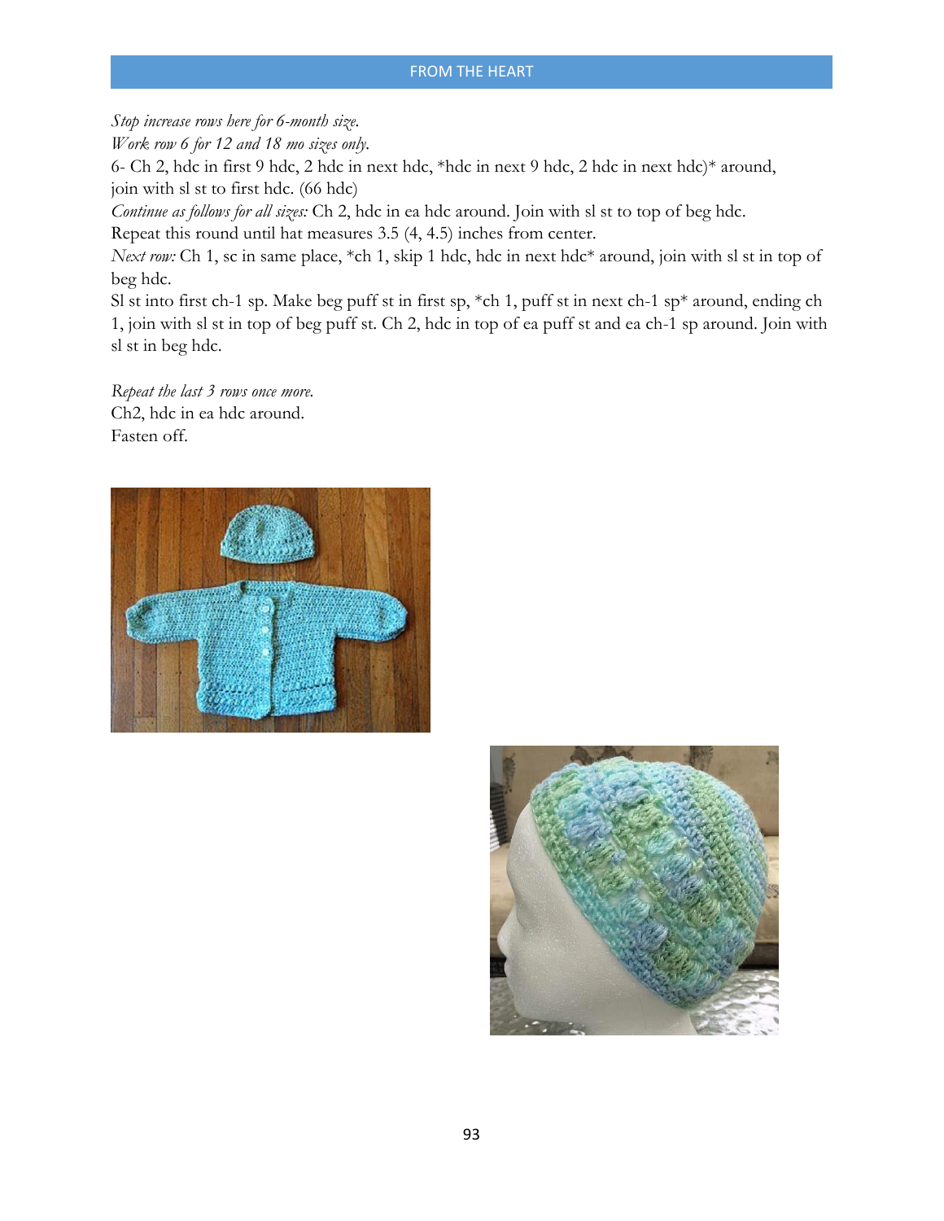*Stop increase rows here for 6-month size.*

*Work row 6 for 12 and 18 mo sizes only.*

6- Ch 2, hdc in first 9 hdc, 2 hdc in next hdc, *hdc in next 9 hdc, 2 hdc in next hdc)* around, join with sl st to first hdc. (66 hdc)

*Continue as follows for all sizes:* Ch 2, hdc in ea hdc around. Join with sl st to top of beg hdc.

Repeat this round until hat measures 3.5 (4, 4.5) inches from center.

*Next row:* Ch 1, sc in same place, *ch 1, skip 1 hdc, hdc in next hdc* around, join with sl st in top of beg hdc.

Sl st into first ch-1 sp. Make beg puff st in first sp, *ch 1, puff st in next ch-1 sp* around, ending ch 1, join with sl st in top of beg puff st. Ch 2, hdc in top of ea puff st and ea ch-1 sp around. Join with sl st in beg hdc.

*Repeat the last 3 rows once more.*

Ch2, hdc in ea hdc around.

Fasten off.